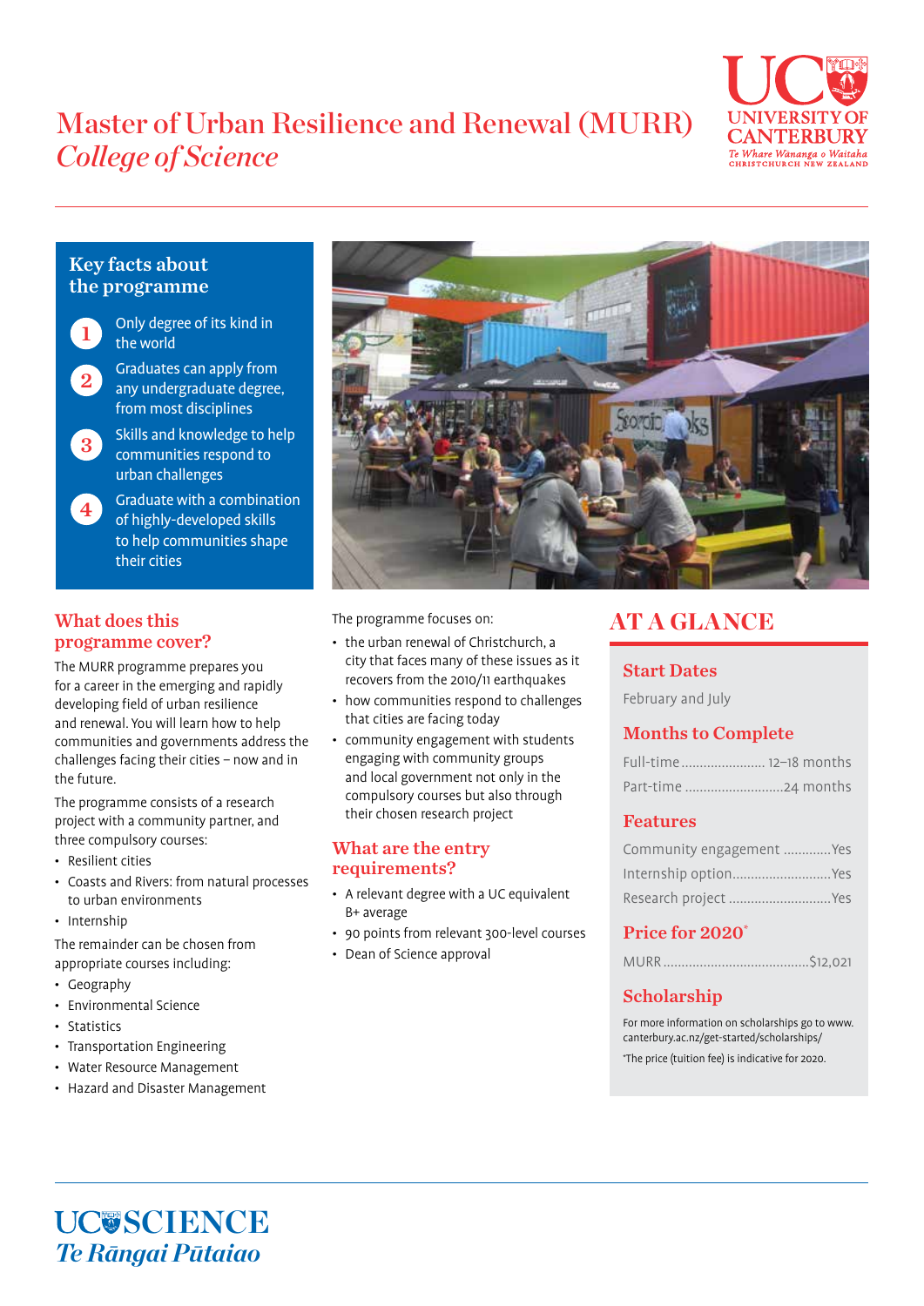# Master of Urban Resilience and Renewal (MURR)

*College of Science*

UNIVERSITY OF CANTERBURY
*Te Whare Wānanga o Waitaha*
CHRISTCHURCH NEW ZEALAND

## Key facts about the programme

1. Only degree of its kind in the world
2. Graduates can apply from any undergraduate degree, from most disciplines
3. Skills and knowledge to help communities respond to urban challenges
4. Graduate with a combination of highly-developed skills to help communities shape their cities

## What does this programme cover?

The MURR programme prepares you for a career in the emerging and rapidly developing field of urban resilience and renewal. You will learn how to help communities and governments address the challenges facing their cities – now and in the future.

The programme consists of a research project with a community partner, and three compulsory courses:

- Resilient cities
- Coasts and Rivers: from natural processes to urban environments
- Internship

The remainder can be chosen from appropriate courses including:

- Geography
- Environmental Science
- Statistics
- Transportation Engineering
- Water Resource Management
- Hazard and Disaster Management

The programme focuses on:

- the urban renewal of Christchurch, a city that faces many of these issues as it recovers from the 2010/11 earthquakes
- how communities respond to challenges that cities are facing today
- community engagement with students engaging with community groups and local government not only in the compulsory courses but also through their chosen research project

## What are the entry requirements?

- A relevant degree with a UC equivalent B+ average
- 90 points from relevant 300-level courses
- Dean of Science approval

## AT A GLANCE

### Start Dates

February and July

### Months to Complete

Full-time ........................ 12–18 months

Part-time ............................24 months

### Features

Community engagement .............Yes

Internship option...........................Yes

Research project ............................Yes

### Price for 2020*

MURR .........................................$12,021

### Scholarship

For more information on scholarships go to www.canterbury.ac.nz/get-started/scholarships/

*The price (tuition fee) is indicative for 2020.

UC SCIENCE
*Te Rāngai Pūtaiao*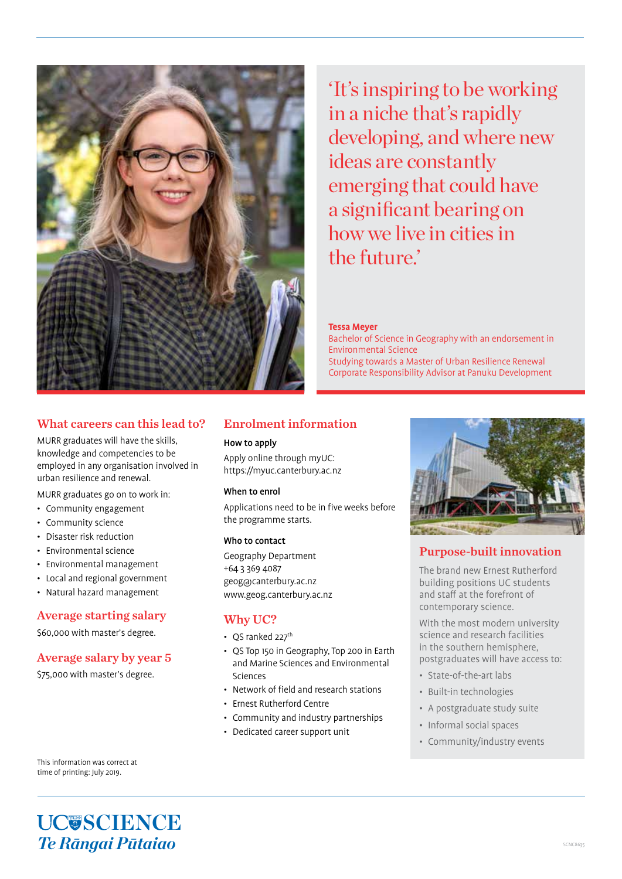> 'It's inspiring to be working in a niche that's rapidly developing, and where new ideas are constantly emerging that could have a significant bearing on how we live in cities in the future.'

**Tessa Meyer**
Bachelor of Science in Geography with an endorsement in Environmental Science
Studying towards a Master of Urban Resilience Renewal
Corporate Responsibility Advisor at Panuku Development

## What careers can this lead to?

MURR graduates will have the skills, knowledge and competencies to be employed in any organisation involved in urban resilience and renewal.

MURR graduates go on to work in:

- Community engagement
- Community science
- Disaster risk reduction
- Environmental science
- Environmental management
- Local and regional government
- Natural hazard management

## Average starting salary

$60,000 with master's degree.

## Average salary by year 5

$75,000 with master's degree.

## Enrolment information

### How to apply

Apply online through myUC: https://myuc.canterbury.ac.nz

### When to enrol

Applications need to be in five weeks before the programme starts.

### Who to contact

Geography Department
+64 3 369 4087
geog@canterbury.ac.nz
www.geog.canterbury.ac.nz

## Why UC?

- QS ranked 227th
- QS Top 150 in Geography, Top 200 in Earth and Marine Sciences and Environmental Sciences
- Network of field and research stations
- Ernest Rutherford Centre
- Community and industry partnerships
- Dedicated career support unit

## Purpose-built innovation

The brand new Ernest Rutherford building positions UC students and staff at the forefront of contemporary science.

With the most modern university science and research facilities in the southern hemisphere, postgraduates will have access to:

- State-of-the-art labs
- Built-in technologies
- A postgraduate study suite
- Informal social spaces
- Community/industry events

This information was correct at time of printing: July 2019.

**UC SCIENCE**
*Te Rāngai Pūtaiao*